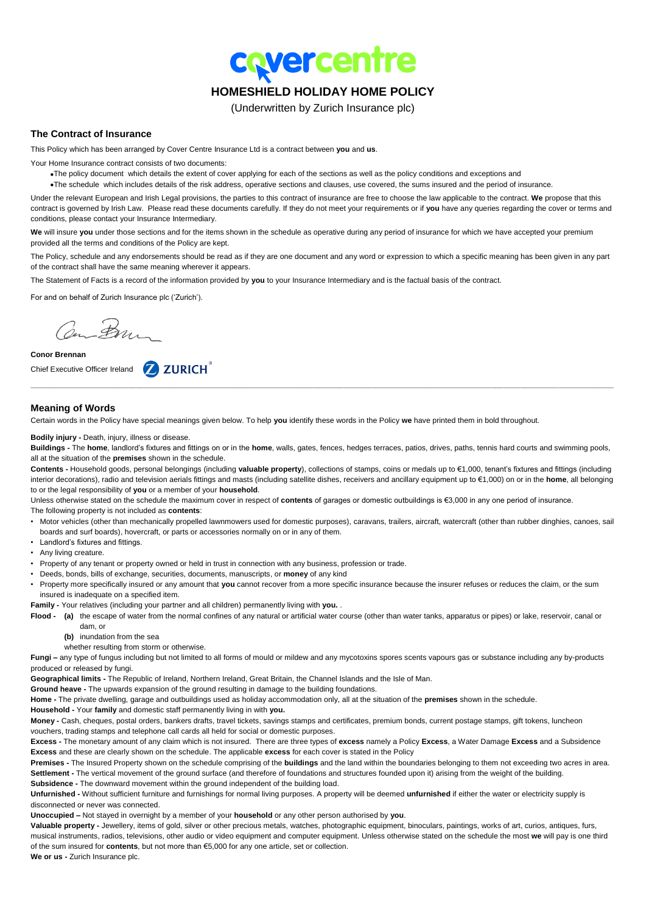covercentre

# HOMESHIELD HOLIDAY HOME POLICY

(Underwritten by Zurich Insurance plc)

## The Contract of Insurance

This Policy which has been arranged by Cover Centre Insurance Ltd is a contract between **you** and **us**.

Your Home Insurance contract consists of two documents:

- The policy document which details the extent of cover applying for each of the sections as well as the policy conditions and exceptions and
- The schedule which includes details of the risk address, operative sections and clauses, use covered, the sums insured and the period of insurance.

Under the relevant European and Irish Legal provisions, the parties to this contract of insurance are free to choose the law applicable to the contract. **We** propose that this contract is governed by Irish Law. Please read these documents carefully. If they do not meet your requirements or if **you** have any queries regarding the cover or terms and conditions, please contact your Insurance Intermediary.

**We** will insure **you** under those sections and for the items shown in the schedule as operative during any period of insurance for which we have accepted your premium provided all the terms and conditions of the Policy are kept.

The Policy, schedule and any endorsements should be read as if they are one document and any word or expression to which a specific meaning has been given in any part of the contract shall have the same meaning wherever it appears.

The Statement of Facts is a record of the information provided by **you** to your Insurance Intermediary and is the factual basis of the contract.

For and on behalf of Zurich Insurance plc ('Zurich').

**Conor Brennan**

Chief Executive Officer Ireland

ZURICH

---

## Meaning of Words

Certain words in the Policy have special meanings given below. To help **you** identify these words in the Policy **we** have printed them in bold throughout.

**Bodily injury -** Death, injury, illness or disease.

**Buildings -** The **home**, landlord's fixtures and fittings on or in the **home**, walls, gates, fences, hedges terraces, patios, drives, paths, tennis hard courts and swimming pools, all at the situation of the **premises** shown in the schedule.

**Contents -** Household goods, personal belongings (including **valuable property**), collections of stamps, coins or medals up to €1,000, tenant's fixtures and fittings (including interior decorations), radio and television aerials fittings and masts (including satellite dishes, receivers and ancillary equipment up to €1,000) on or in the **home**, all belonging to or the legal responsibility of **you** or a member of your **household**.

Unless otherwise stated on the schedule the maximum cover in respect of **contents** of garages or domestic outbuildings is €3,000 in any one period of insurance.

The following property is not included as **contents**:

- Motor vehicles (other than mechanically propelled lawnmowers used for domestic purposes), caravans, trailers, aircraft, watercraft (other than rubber dinghies, canoes, sail boards and surf boards), hovercraft, or parts or accessories normally on or in any of them.
- Landlord's fixtures and fittings.
- Any living creature.
- Property of any tenant or property owned or held in trust in connection with any business, profession or trade.
- Deeds, bonds, bills of exchange, securities, documents, manuscripts, or **money** of any kind
- Property more specifically insured or any amount that **you** cannot recover from a more specific insurance because the insurer refuses or reduces the claim, or the sum insured is inadequate on a specified item.

**Family -** Your relatives (including your partner and all children) permanently living with **you.** .

**Flood -** **(a)** the escape of water from the normal confines of any natural or artificial water course (other than water tanks, apparatus or pipes) or lake, reservoir, canal or dam, or

**(b)** inundation from the sea

whether resulting from storm or otherwise.

**Fungi –** any type of fungus including but not limited to all forms of mould or mildew and any mycotoxins spores scents vapours gas or substance including any by-products produced or released by fungi.

**Geographical limits -** The Republic of Ireland, Northern Ireland, Great Britain, the Channel Islands and the Isle of Man.

**Ground heave -** The upwards expansion of the ground resulting in damage to the building foundations.

**Home -** The private dwelling, garage and outbuildings used as holiday accommodation only, all at the situation of the **premises** shown in the schedule.

**Household -** Your **family** and domestic staff permanently living in with **you.**

**Money -** Cash, cheques, postal orders, bankers drafts, travel tickets, savings stamps and certificates, premium bonds, current postage stamps, gift tokens, luncheon vouchers, trading stamps and telephone call cards all held for social or domestic purposes.

**Excess -** The monetary amount of any claim which is not insured. There are three types of **excess** namely a Policy **Excess**, a Water Damage **Excess** and a Subsidence **Excess** and these are clearly shown on the schedule. The applicable **excess** for each cover is stated in the Policy

**Premises -** The Insured Property shown on the schedule comprising of the **buildings** and the land within the boundaries belonging to them not exceeding two acres in area.

**Settlement -** The vertical movement of the ground surface (and therefore of foundations and structures founded upon it) arising from the weight of the building.

**Subsidence -** The downward movement within the ground independent of the building load.

**Unfurnished -** Without sufficient furniture and furnishings for normal living purposes. A property will be deemed **unfurnished** if either the water or electricity supply is disconnected or never was connected.

**Unoccupied –** Not stayed in overnight by a member of your **household** or any other person authorised by **you**.

**Valuable property -** Jewellery, items of gold, silver or other precious metals, watches, photographic equipment, binoculars, paintings, works of art, curios, antiques, furs, musical instruments, radios, televisions, other audio or video equipment and computer equipment. Unless otherwise stated on the schedule the most **we** will pay is one third of the sum insured for **contents**, but not more than €5,000 for any one article, set or collection.

**We or us -** Zurich Insurance plc.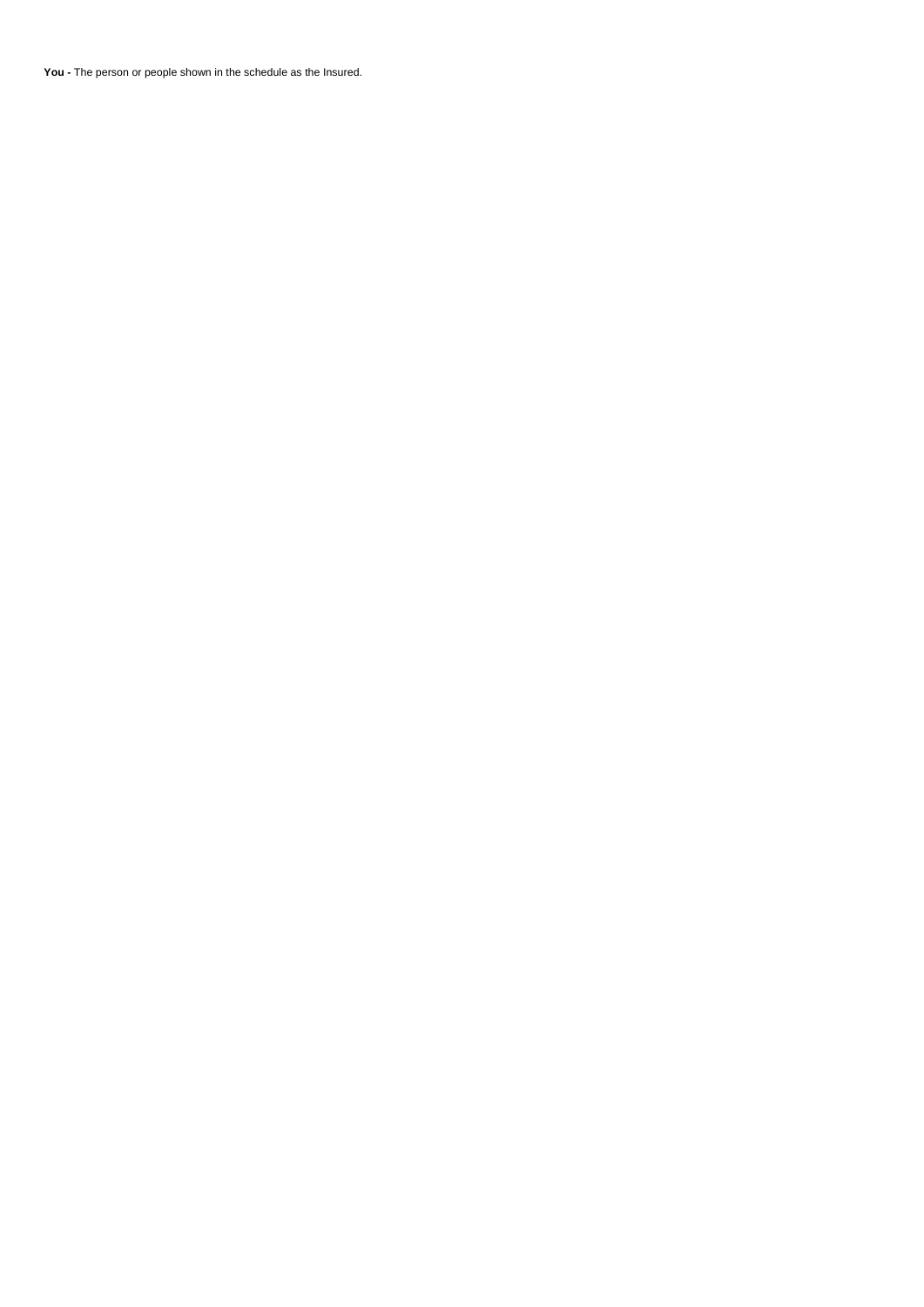**You -** The person or people shown in the schedule as the Insured.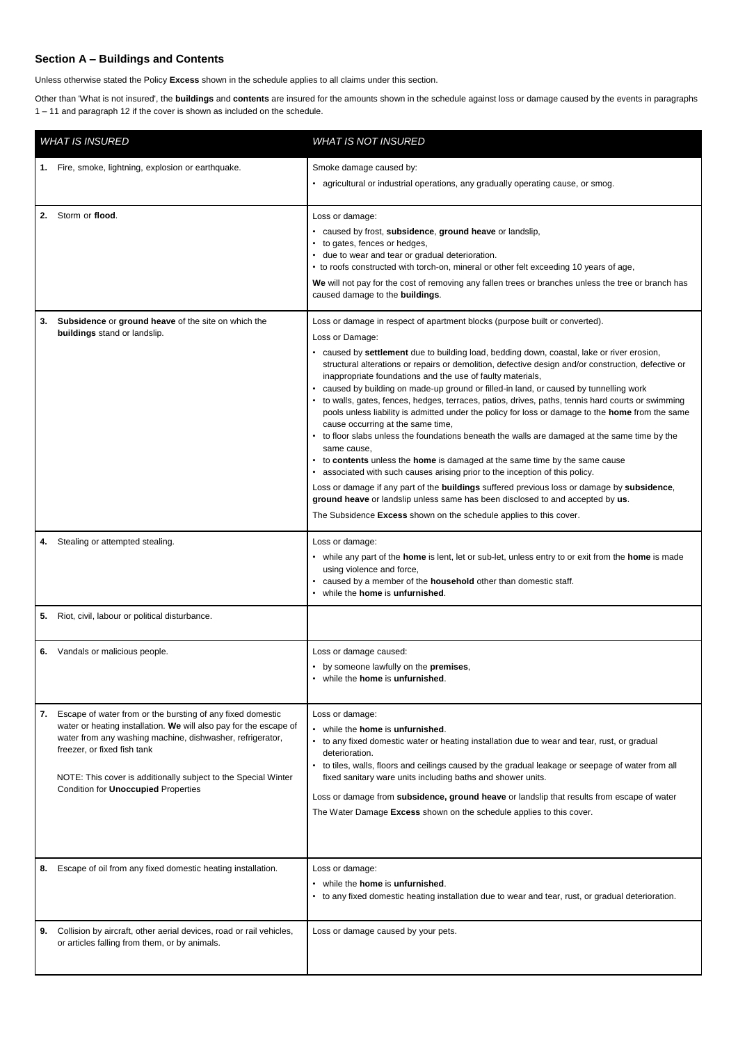## Section A – Buildings and Contents

Unless otherwise stated the Policy **Excess** shown in the schedule applies to all claims under this section.

Other than 'What is not insured', the **buildings** and **contents** are insured for the amounts shown in the schedule against loss or damage caused by the events in paragraphs 1 – 11 and paragraph 12 if the cover is shown as included on the schedule.

| *WHAT IS INSURED* | *WHAT IS NOT INSURED* |
|---|---|
| **1.** Fire, smoke, lightning, explosion or earthquake. | Smoke damage caused by:<br>• agricultural or industrial operations, any gradually operating cause, or smog. |
| **2.** Storm or **flood**. | Loss or damage:<br>• caused by frost, **subsidence**, **ground heave** or landslip,<br>• to gates, fences or hedges,<br>• due to wear and tear or gradual deterioration.<br>• to roofs constructed with torch-on, mineral or other felt exceeding 10 years of age,<br>**We** will not pay for the cost of removing any fallen trees or branches unless the tree or branch has caused damage to the **buildings**. |
| **3.** **Subsidence** or **ground heave** of the site on which the **buildings** stand or landslip. | Loss or damage in respect of apartment blocks (purpose built or converted).<br>Loss or Damage:<br>• caused by **settlement** due to building load, bedding down, coastal, lake or river erosion, structural alterations or repairs or demolition, defective design and/or construction, defective or inappropriate foundations and the use of faulty materials,<br>• caused by building on made-up ground or filled-in land, or caused by tunnelling work<br>• to walls, gates, fences, hedges, terraces, patios, drives, paths, tennis hard courts or swimming pools unless liability is admitted under the policy for loss or damage to the **home** from the same cause occurring at the same time,<br>• to floor slabs unless the foundations beneath the walls are damaged at the same time by the same cause,<br>• to **contents** unless the **home** is damaged at the same time by the same cause<br>• associated with such causes arising prior to the inception of this policy.<br>Loss or damage if any part of the **buildings** suffered previous loss or damage by **subsidence**, **ground heave** or landslip unless same has been disclosed to and accepted by **us**.<br>The Subsidence **Excess** shown on the schedule applies to this cover. |
| **4.** Stealing or attempted stealing. | Loss or damage:<br>• while any part of the **home** is lent, let or sub-let, unless entry to or exit from the **home** is made using violence and force,<br>• caused by a member of the **household** other than domestic staff.<br>• while the **home** is **unfurnished**. |
| **5.** Riot, civil, labour or political disturbance. | |
| **6.** Vandals or malicious people. | Loss or damage caused:<br>• by someone lawfully on the **premises**,<br>• while the **home** is **unfurnished**. |
| **7.** Escape of water from or the bursting of any fixed domestic water or heating installation. **We** will also pay for the escape of water from any washing machine, dishwasher, refrigerator, freezer, or fixed fish tank<br>NOTE: This cover is additionally subject to the Special Winter Condition for **Unoccupied** Properties | Loss or damage:<br>• while the **home** is **unfurnished**.<br>• to any fixed domestic water or heating installation due to wear and tear, rust, or gradual deterioration.<br>• to tiles, walls, floors and ceilings caused by the gradual leakage or seepage of water from all fixed sanitary ware units including baths and shower units.<br>Loss or damage from **subsidence, ground heave** or landslip that results from escape of water<br>The Water Damage **Excess** shown on the schedule applies to this cover. |
| **8.** Escape of oil from any fixed domestic heating installation. | Loss or damage:<br>• while the **home** is **unfurnished**.<br>• to any fixed domestic heating installation due to wear and tear, rust, or gradual deterioration. |
| **9.** Collision by aircraft, other aerial devices, road or rail vehicles, or articles falling from them, or by animals. | Loss or damage caused by your pets. |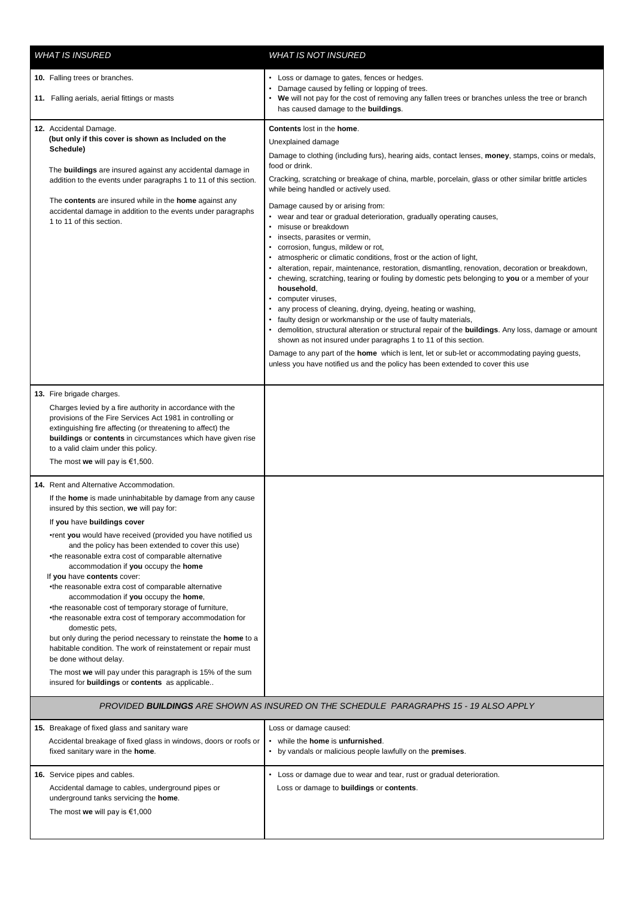| *WHAT IS INSURED* | *WHAT IS NOT INSURED* |
|---|---|
| **10.** Falling trees or branches.<br><br>**11.** Falling aerials, aerial fittings or masts | • Loss or damage to gates, fences or hedges.<br>• Damage caused by felling or lopping of trees.<br>• **We** will not pay for the cost of removing any fallen trees or branches unless the tree or branch has caused damage to the **buildings**. |
| **12.** Accidental Damage.<br>**(but only if this cover is shown as Included on the Schedule)**<br><br>The **buildings** are insured against any accidental damage in addition to the events under paragraphs 1 to 11 of this section.<br><br>The **contents** are insured while in the **home** against any accidental damage in addition to the events under paragraphs 1 to 11 of this section. | **Contents** lost in the **home**.<br><br>Unexplained damage<br><br>Damage to clothing (including furs), hearing aids, contact lenses, **money**, stamps, coins or medals, food or drink.<br><br>Cracking, scratching or breakage of china, marble, porcelain, glass or other similar brittle articles while being handled or actively used.<br><br>Damage caused by or arising from:<br>• wear and tear or gradual deterioration, gradually operating causes,<br>• misuse or breakdown<br>• insects, parasites or vermin,<br>• corrosion, fungus, mildew or rot,<br>• atmospheric or climatic conditions, frost or the action of light,<br>• alteration, repair, maintenance, restoration, dismantling, renovation, decoration or breakdown,<br>• chewing, scratching, tearing or fouling by domestic pets belonging to **you** or a member of your **household**,<br>• computer viruses,<br>• any process of cleaning, drying, dyeing, heating or washing,<br>• faulty design or workmanship or the use of faulty materials,<br>• demolition, structural alteration or structural repair of the **buildings**. Any loss, damage or amount shown as not insured under paragraphs 1 to 11 of this section.<br><br>Damage to any part of the **home** which is lent, let or sub-let or accommodating paying guests, unless you have notified us and the policy has been extended to cover this use |
| **13.** Fire brigade charges.<br><br>Charges levied by a fire authority in accordance with the provisions of the Fire Services Act 1981 in controlling or extinguishing fire affecting (or threatening to affect) the **buildings** or **contents** in circumstances which have given rise to a valid claim under this policy.<br><br>The most **we** will pay is €1,500. | |
| **14.** Rent and Alternative Accommodation.<br><br>If the **home** is made uninhabitable by damage from any cause insured by this section, **we** will pay for:<br><br>If **you** have **buildings cover**<br><br>•rent **you** would have received (provided you have notified us and the policy has been extended to cover this use)<br>•the reasonable extra cost of comparable alternative accommodation if **you** occupy the **home**<br><br>If **you** have **contents** cover:<br>•the reasonable extra cost of comparable alternative accommodation if **you** occupy the **home**,<br>•the reasonable cost of temporary storage of furniture,<br>•the reasonable extra cost of temporary accommodation for domestic pets,<br><br>but only during the period necessary to reinstate the **home** to a habitable condition. The work of reinstatement or repair must be done without delay.<br><br>The most **we** will pay under this paragraph is 15% of the sum insured for **buildings** or **contents** as applicable.. | |
| *PROVIDED **BUILDINGS** ARE SHOWN AS INSURED ON THE SCHEDULE PARAGRAPHS 15 - 19 ALSO APPLY* | |
| **15.** Breakage of fixed glass and sanitary ware<br><br>Accidental breakage of fixed glass in windows, doors or roofs or fixed sanitary ware in the **home**. | Loss or damage caused:<br>• while the **home** is **unfurnished**.<br>• by vandals or malicious people lawfully on the **premises**. |
| **16.** Service pipes and cables.<br><br>Accidental damage to cables, underground pipes or underground tanks servicing the **home**.<br><br>The most **we** will pay is €1,000 | • Loss or damage due to wear and tear, rust or gradual deterioration.<br><br>Loss or damage to **buildings** or **contents**. |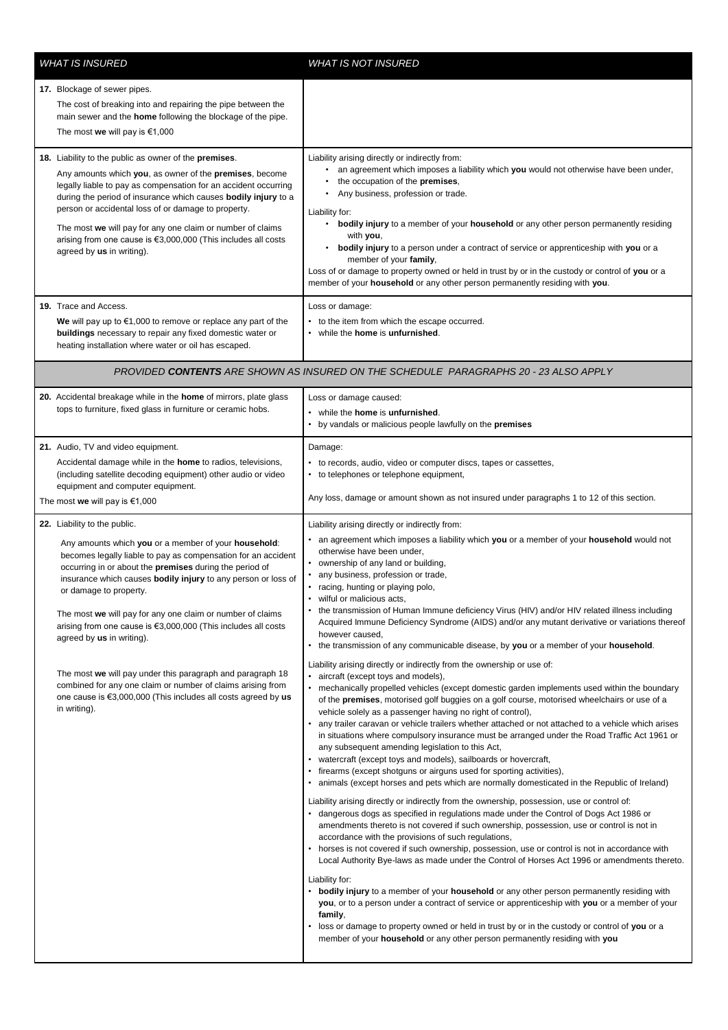| *WHAT IS INSURED* | *WHAT IS NOT INSURED* |
|---|---|
| **17.** Blockage of sewer pipes.<br>The cost of breaking into and repairing the pipe between the main sewer and the **home** following the blockage of the pipe.<br>The most **we** will pay is €1,000 | |
| **18.** Liability to the public as owner of the **premises**.<br>Any amounts which **you**, as owner of the **premises**, become legally liable to pay as compensation for an accident occurring during the period of insurance which causes **bodily injury** to a person or accidental loss of or damage to property.<br>The most **we** will pay for any one claim or number of claims arising from one cause is €3,000,000 (This includes all costs agreed by **us** in writing). | Liability arising directly or indirectly from:<br>• an agreement which imposes a liability which **you** would not otherwise have been under,<br>• the occupation of the **premises**,<br>• Any business, profession or trade.<br>Liability for:<br>• **bodily injury** to a member of your **household** or any other person permanently residing with **you**,<br>• **bodily injury** to a person under a contract of service or apprenticeship with **you** or a member of your **family**,<br>Loss of or damage to property owned or held in trust by or in the custody or control of **you** or a member of your **household** or any other person permanently residing with **you**. |
| **19.** Trace and Access.<br>**We** will pay up to €1,000 to remove or replace any part of the **buildings** necessary to repair any fixed domestic water or heating installation where water or oil has escaped. | Loss or damage:<br>• to the item from which the escape occurred.<br>• while the **home** is **unfurnished**. |
| *PROVIDED **CONTENTS** ARE SHOWN AS INSURED ON THE SCHEDULE PARAGRAPHS 20 - 23 ALSO APPLY* | |
| **20.** Accidental breakage while in the **home** of mirrors, plate glass tops to furniture, fixed glass in furniture or ceramic hobs. | Loss or damage caused:<br>• while the **home** is **unfurnished**.<br>• by vandals or malicious people lawfully on the **premises** |
| **21.** Audio, TV and video equipment.<br>Accidental damage while in the **home** to radios, televisions, (including satellite decoding equipment) other audio or video equipment and computer equipment.<br>The most **we** will pay is €1,000 | Damage:<br>• to records, audio, video or computer discs, tapes or cassettes,<br>• to telephones or telephone equipment,<br>Any loss, damage or amount shown as not insured under paragraphs 1 to 12 of this section. |
| **22.** Liability to the public.<br>Any amounts which **you** or a member of your **household**: becomes legally liable to pay as compensation for an accident occurring in or about the **premises** during the period of insurance which causes **bodily injury** to any person or loss of or damage to property.<br>The most **we** will pay for any one claim or number of claims arising from one cause is €3,000,000 (This includes all costs agreed by **us** in writing).<br>The most **we** will pay under this paragraph and paragraph 18 combined for any one claim or number of claims arising from one cause is €3,000,000 (This includes all costs agreed by **us** in writing). | Liability arising directly or indirectly from:<br>• an agreement which imposes a liability which **you** or a member of your **household** would not otherwise have been under,<br>• ownership of any land or building,<br>• any business, profession or trade,<br>• racing, hunting or playing polo,<br>• wilful or malicious acts,<br>• the transmission of Human Immune deficiency Virus (HIV) and/or HIV related illness including Acquired Immune Deficiency Syndrome (AIDS) and/or any mutant derivative or variations thereof however caused,<br>• the transmission of any communicable disease, by **you** or a member of your **household**.<br>Liability arising directly or indirectly from the ownership or use of:<br>• aircraft (except toys and models),<br>• mechanically propelled vehicles (except domestic garden implements used within the boundary of the **premises**, motorised golf buggies on a golf course, motorised wheelchairs or use of a vehicle solely as a passenger having no right of control),<br>• any trailer caravan or vehicle trailers whether attached or not attached to a vehicle which arises in situations where compulsory insurance must be arranged under the Road Traffic Act 1961 or any subsequent amending legislation to this Act,<br>• watercraft (except toys and models), sailboards or hovercraft,<br>• firearms (except shotguns or airguns used for sporting activities),<br>• animals (except horses and pets which are normally domesticated in the Republic of Ireland)<br>Liability arising directly or indirectly from the ownership, possession, use or control of:<br>• dangerous dogs as specified in regulations made under the Control of Dogs Act 1986 or amendments thereto is not covered if such ownership, possession, use or control is not in accordance with the provisions of such regulations,<br>• horses is not covered if such ownership, possession, use or control is not in accordance with Local Authority Bye-laws as made under the Control of Horses Act 1996 or amendments thereto.<br>Liability for:<br>• **bodily injury** to a member of your **household** or any other person permanently residing with **you**, or to a person under a contract of service or apprenticeship with **you** or a member of your **family**,<br>• loss or damage to property owned or held in trust by or in the custody or control of **you** or a member of your **household** or any other person permanently residing with **you** |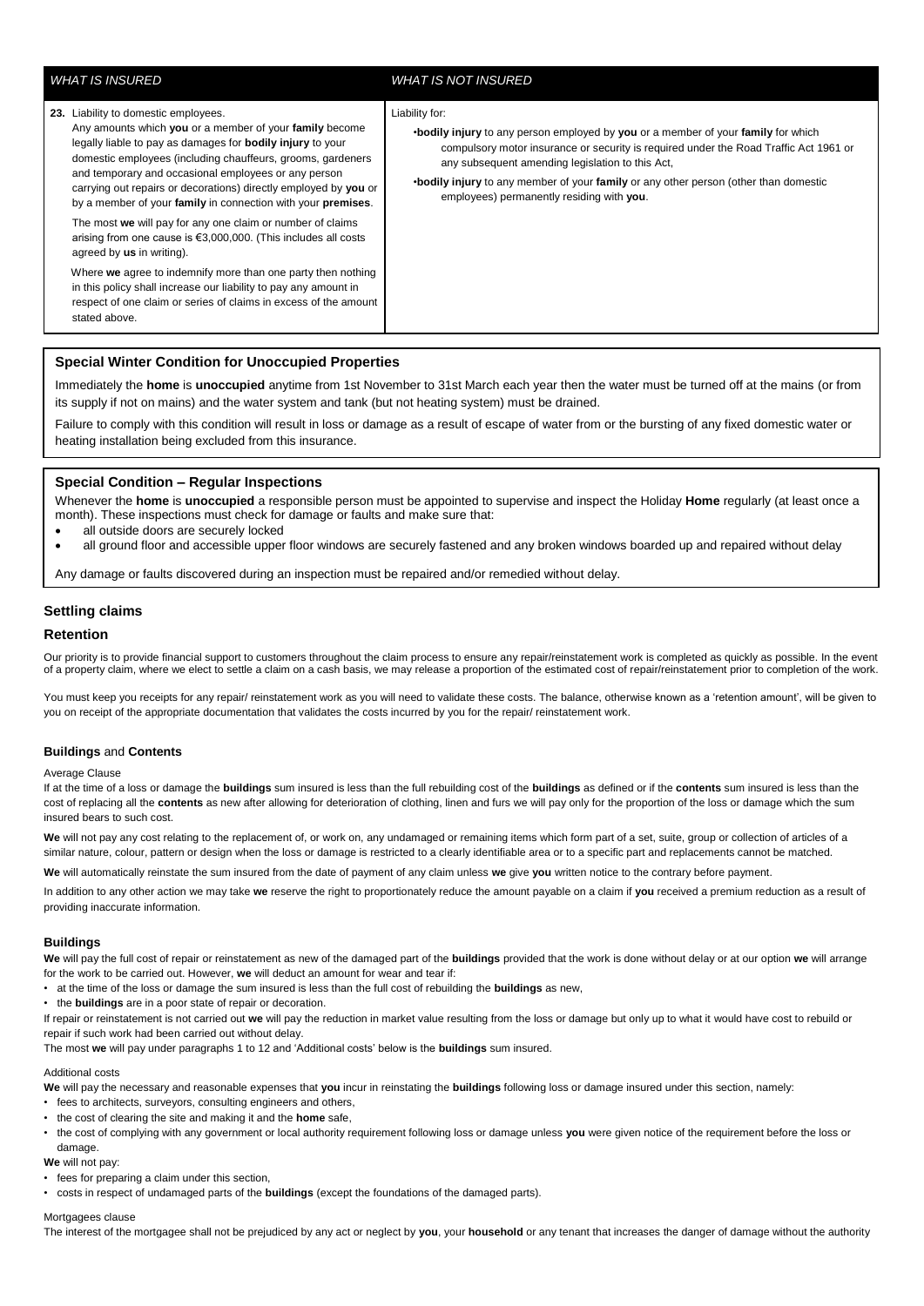| *WHAT IS INSURED* | *WHAT IS NOT INSURED* |
| --- | --- |
| **23.** Liability to domestic employees.<br>Any amounts which **you** or a member of your **family** become legally liable to pay as damages for **bodily injury** to your domestic employees (including chauffeurs, grooms, gardeners and temporary and occasional employees or any person carrying out repairs or decorations) directly employed by **you** or by a member of your **family** in connection with your **premises**.<br><br>The most **we** will pay for any one claim or number of claims arising from one cause is €3,000,000. (This includes all costs agreed by **us** in writing).<br><br>Where **we** agree to indemnify more than one party then nothing in this policy shall increase our liability to pay any amount in respect of one claim or series of claims in excess of the amount stated above. | Liability for:<br>•**bodily injury** to any person employed by **you** or a member of your **family** for which compulsory motor insurance or security is required under the Road Traffic Act 1961 or any subsequent amending legislation to this Act,<br>•**bodily injury** to any member of your **family** or any other person (other than domestic employees) permanently residing with **you**. |

### Special Winter Condition for Unoccupied Properties

Immediately the **home** is **unoccupied** anytime from 1st November to 31st March each year then the water must be turned off at the mains (or from its supply if not on mains) and the water system and tank (but not heating system) must be drained.

Failure to comply with this condition will result in loss or damage as a result of escape of water from or the bursting of any fixed domestic water or heating installation being excluded from this insurance.

### Special Condition – Regular Inspections

Whenever the **home** is **unoccupied** a responsible person must be appointed to supervise and inspect the Holiday **Home** regularly (at least once a month). These inspections must check for damage or faults and make sure that:

- all outside doors are securely locked
- all ground floor and accessible upper floor windows are securely fastened and any broken windows boarded up and repaired without delay

Any damage or faults discovered during an inspection must be repaired and/or remedied without delay.

## Settling claims

## Retention

Our priority is to provide financial support to customers throughout the claim process to ensure any repair/reinstatement work is completed as quickly as possible. In the event of a property claim, where we elect to settle a claim on a cash basis, we may release a proportion of the estimated cost of repair/reinstatement prior to completion of the work.

You must keep you receipts for any repair/ reinstatement work as you will need to validate these costs. The balance, otherwise known as a 'retention amount', will be given to you on receipt of the appropriate documentation that validates the costs incurred by you for the repair/ reinstatement work.

### **Buildings** and **Contents**

Average Clause

If at the time of a loss or damage the **buildings** sum insured is less than the full rebuilding cost of the **buildings** as defined or if the **contents** sum insured is less than the cost of replacing all the **contents** as new after allowing for deterioration of clothing, linen and furs we will pay only for the proportion of the loss or damage which the sum insured bears to such cost.

**We** will not pay any cost relating to the replacement of, or work on, any undamaged or remaining items which form part of a set, suite, group or collection of articles of a similar nature, colour, pattern or design when the loss or damage is restricted to a clearly identifiable area or to a specific part and replacements cannot be matched.

**We** will automatically reinstate the sum insured from the date of payment of any claim unless **we** give **you** written notice to the contrary before payment.

In addition to any other action we may take **we** reserve the right to proportionately reduce the amount payable on a claim if **you** received a premium reduction as a result of providing inaccurate information.

### Buildings

**We** will pay the full cost of repair or reinstatement as new of the damaged part of the **buildings** provided that the work is done without delay or at our option **we** will arrange for the work to be carried out. However, **we** will deduct an amount for wear and tear if:

- at the time of the loss or damage the sum insured is less than the full cost of rebuilding the **buildings** as new,
- the **buildings** are in a poor state of repair or decoration.

If repair or reinstatement is not carried out **we** will pay the reduction in market value resulting from the loss or damage but only up to what it would have cost to rebuild or repair if such work had been carried out without delay.

The most **we** will pay under paragraphs 1 to 12 and 'Additional costs' below is the **buildings** sum insured.

Additional costs

**We** will pay the necessary and reasonable expenses that **you** incur in reinstating the **buildings** following loss or damage insured under this section, namely:

- fees to architects, surveyors, consulting engineers and others,
- the cost of clearing the site and making it and the **home** safe,
- the cost of complying with any government or local authority requirement following loss or damage unless **you** were given notice of the requirement before the loss or damage.

**We** will not pay:

- fees for preparing a claim under this section,
- costs in respect of undamaged parts of the **buildings** (except the foundations of the damaged parts).

Mortgagees clause

The interest of the mortgagee shall not be prejudiced by any act or neglect by **you**, your **household** or any tenant that increases the danger of damage without the authority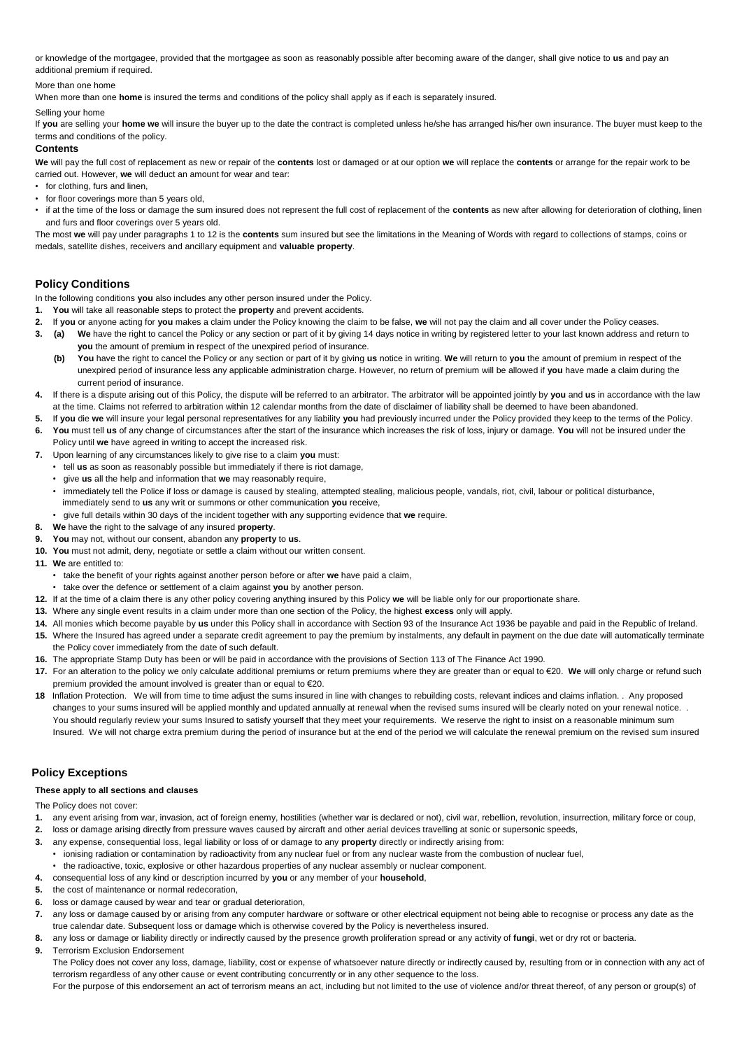or knowledge of the mortgagee, provided that the mortgagee as soon as reasonably possible after becoming aware of the danger, shall give notice to **us** and pay an additional premium if required.

More than one home

When more than one **home** is insured the terms and conditions of the policy shall apply as if each is separately insured.

Selling your home

If **you** are selling your **home we** will insure the buyer up to the date the contract is completed unless he/she has arranged his/her own insurance. The buyer must keep to the terms and conditions of the policy.

**Contents**

**We** will pay the full cost of replacement as new or repair of the **contents** lost or damaged or at our option **we** will replace the **contents** or arrange for the repair work to be carried out. However, **we** will deduct an amount for wear and tear:

- for clothing, furs and linen,
- for floor coverings more than 5 years old,
- if at the time of the loss or damage the sum insured does not represent the full cost of replacement of the **contents** as new after allowing for deterioration of clothing, linen and furs and floor coverings over 5 years old.

The most **we** will pay under paragraphs 1 to 12 is the **contents** sum insured but see the limitations in the Meaning of Words with regard to collections of stamps, coins or medals, satellite dishes, receivers and ancillary equipment and **valuable property**.

## Policy Conditions

In the following conditions **you** also includes any other person insured under the Policy.

1. **You** will take all reasonable steps to protect the **property** and prevent accidents.
2. If **you** or anyone acting for **you** makes a claim under the Policy knowing the claim to be false, **we** will not pay the claim and all cover under the Policy ceases.
3. **(a)** **We** have the right to cancel the Policy or any section or part of it by giving 14 days notice in writing by registered letter to your last known address and return to **you** the amount of premium in respect of the unexpired period of insurance.
   **(b)** **You** have the right to cancel the Policy or any section or part of it by giving **us** notice in writing. **We** will return to **you** the amount of premium in respect of the unexpired period of insurance less any applicable administration charge. However, no return of premium will be allowed if **you** have made a claim during the current period of insurance.
4. If there is a dispute arising out of this Policy, the dispute will be referred to an arbitrator. The arbitrator will be appointed jointly by **you** and **us** in accordance with the law at the time. Claims not referred to arbitration within 12 calendar months from the date of disclaimer of liability shall be deemed to have been abandoned.
5. If **you** die **we** will insure your legal personal representatives for any liability **you** had previously incurred under the Policy provided they keep to the terms of the Policy.
6. **You** must tell **us** of any change of circumstances after the start of the insurance which increases the risk of loss, injury or damage. **You** will not be insured under the Policy until **we** have agreed in writing to accept the increased risk.
7. Upon learning of any circumstances likely to give rise to a claim **you** must:
   - tell **us** as soon as reasonably possible but immediately if there is riot damage,
   - give **us** all the help and information that **we** may reasonably require,
   - immediately tell the Police if loss or damage is caused by stealing, attempted stealing, malicious people, vandals, riot, civil, labour or political disturbance, immediately send to **us** any writ or summons or other communication **you** receive,
   - give full details within 30 days of the incident together with any supporting evidence that **we** require.
8. **We** have the right to the salvage of any insured **property**.
9. **You** may not, without our consent, abandon any **property** to **us**.
10. **You** must not admit, deny, negotiate or settle a claim without our written consent.
11. **We** are entitled to:
    - take the benefit of your rights against another person before or after **we** have paid a claim,
    - take over the defence or settlement of a claim against **you** by another person.
12. If at the time of a claim there is any other policy covering anything insured by this Policy **we** will be liable only for our proportionate share.
13. Where any single event results in a claim under more than one section of the Policy, the highest **excess** only will apply.
14. All monies which become payable by **us** under this Policy shall in accordance with Section 93 of the Insurance Act 1936 be payable and paid in the Republic of Ireland.
15. Where the Insured has agreed under a separate credit agreement to pay the premium by instalments, any default in payment on the due date will automatically terminate the Policy cover immediately from the date of such default.
16. The appropriate Stamp Duty has been or will be paid in accordance with the provisions of Section 113 of The Finance Act 1990.
17. For an alteration to the policy we only calculate additional premiums or return premiums where they are greater than or equal to €20. **We** will only charge or refund such premium provided the amount involved is greater than or equal to €20.
18. Inflation Protection. We will from time to time adjust the sums insured in line with changes to rebuilding costs, relevant indices and claims inflation. . Any proposed changes to your sums insured will be applied monthly and updated annually at renewal when the revised sums insured will be clearly noted on your renewal notice. . You should regularly review your sums Insured to satisfy yourself that they meet your requirements. We reserve the right to insist on a reasonable minimum sum Insured. We will not charge extra premium during the period of insurance but at the end of the period we will calculate the renewal premium on the revised sum insured

## Policy Exceptions

**These apply to all sections and clauses**

The Policy does not cover:

1. any event arising from war, invasion, act of foreign enemy, hostilities (whether war is declared or not), civil war, rebellion, revolution, insurrection, military force or coup,
2. loss or damage arising directly from pressure waves caused by aircraft and other aerial devices travelling at sonic or supersonic speeds,
3. any expense, consequential loss, legal liability or loss of or damage to any **property** directly or indirectly arising from:
   - ionising radiation or contamination by radioactivity from any nuclear fuel or from any nuclear waste from the combustion of nuclear fuel,
   - the radioactive, toxic, explosive or other hazardous properties of any nuclear assembly or nuclear component.
4. consequential loss of any kind or description incurred by **you** or any member of your **household**,
5. the cost of maintenance or normal redecoration,
6. loss or damage caused by wear and tear or gradual deterioration,
7. any loss or damage caused by or arising from any computer hardware or software or other electrical equipment not being able to recognise or process any date as the true calendar date. Subsequent loss or damage which is otherwise covered by the Policy is nevertheless insured.
8. any loss or damage or liability directly or indirectly caused by the presence growth proliferation spread or any activity of **fungi**, wet or dry rot or bacteria.
9. Terrorism Exclusion Endorsement
   The Policy does not cover any loss, damage, liability, cost or expense of whatsoever nature directly or indirectly caused by, resulting from or in connection with any act of terrorism regardless of any other cause or event contributing concurrently or in any other sequence to the loss.
   For the purpose of this endorsement an act of terrorism means an act, including but not limited to the use of violence and/or threat thereof, of any person or group(s) of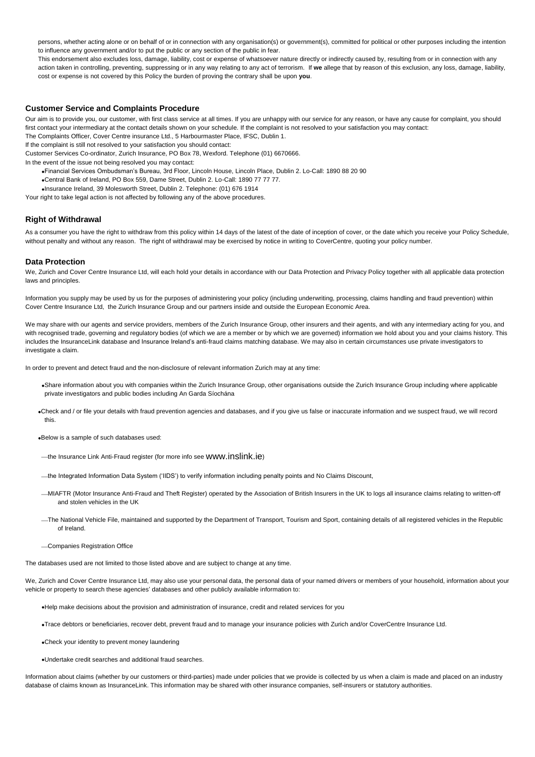persons, whether acting alone or on behalf of or in connection with any organisation(s) or government(s), committed for political or other purposes including the intention to influence any government and/or to put the public or any section of the public in fear.

This endorsement also excludes loss, damage, liability, cost or expense of whatsoever nature directly or indirectly caused by, resulting from or in connection with any action taken in controlling, preventing, suppressing or in any way relating to any act of terrorism. If **we** allege that by reason of this exclusion, any loss, damage, liability, cost or expense is not covered by this Policy the burden of proving the contrary shall be upon **you**.

## Customer Service and Complaints Procedure

Our aim is to provide you, our customer, with first class service at all times. If you are unhappy with our service for any reason, or have any cause for complaint, you should first contact your intermediary at the contact details shown on your schedule. If the complaint is not resolved to your satisfaction you may contact:

The Complaints Officer, Cover Centre insurance Ltd., 5 Harbourmaster Place, IFSC, Dublin 1.

If the complaint is still not resolved to your satisfaction you should contact:

Customer Services Co-ordinator, Zurich Insurance, PO Box 78, Wexford. Telephone (01) 6670666.

In the event of the issue not being resolved you may contact:

- Financial Services Ombudsman's Bureau, 3rd Floor, Lincoln House, Lincoln Place, Dublin 2. Lo-Call: 1890 88 20 90
- Central Bank of Ireland, PO Box 559, Dame Street, Dublin 2. Lo-Call: 1890 77 77 77.
- Insurance Ireland, 39 Molesworth Street, Dublin 2. Telephone: (01) 676 1914

Your right to take legal action is not affected by following any of the above procedures.

## Right of Withdrawal

As a consumer you have the right to withdraw from this policy within 14 days of the latest of the date of inception of cover, or the date which you receive your Policy Schedule, without penalty and without any reason. The right of withdrawal may be exercised by notice in writing to CoverCentre, quoting your policy number.

## Data Protection

We, Zurich and Cover Centre Insurance Ltd, will each hold your details in accordance with our Data Protection and Privacy Policy together with all applicable data protection laws and principles.

Information you supply may be used by us for the purposes of administering your policy (including underwriting, processing, claims handling and fraud prevention) within Cover Centre Insurance Ltd, the Zurich Insurance Group and our partners inside and outside the European Economic Area.

We may share with our agents and service providers, members of the Zurich Insurance Group, other insurers and their agents, and with any intermediary acting for you, and with recognised trade, governing and regulatory bodies (of which we are a member or by which we are governed) information we hold about you and your claims history. This includes the InsuranceLink database and Insurance Ireland's anti-fraud claims matching database. We may also in certain circumstances use private investigators to investigate a claim.

In order to prevent and detect fraud and the non-disclosure of relevant information Zurich may at any time:

- Share information about you with companies within the Zurich Insurance Group, other organisations outside the Zurich Insurance Group including where applicable private investigators and public bodies including An Garda Síochána
- Check and / or file your details with fraud prevention agencies and databases, and if you give us false or inaccurate information and we suspect fraud, we will record this.
- Below is a sample of such databases used:
  - the Insurance Link Anti-Fraud register (for more info see www.inslink.ie)
  - the Integrated Information Data System ('IIDS') to verify information including penalty points and No Claims Discount,
  - MIAFTR (Motor Insurance Anti-Fraud and Theft Register) operated by the Association of British Insurers in the UK to logs all insurance claims relating to written-off and stolen vehicles in the UK
  - The National Vehicle File, maintained and supported by the Department of Transport, Tourism and Sport, containing details of all registered vehicles in the Republic of Ireland.
  - Companies Registration Office

The databases used are not limited to those listed above and are subject to change at any time.

We, Zurich and Cover Centre Insurance Ltd, may also use your personal data, the personal data of your named drivers or members of your household, information about your vehicle or property to search these agencies' databases and other publicly available information to:

- Help make decisions about the provision and administration of insurance, credit and related services for you
- Trace debtors or beneficiaries, recover debt, prevent fraud and to manage your insurance policies with Zurich and/or CoverCentre Insurance Ltd.
- Check your identity to prevent money laundering
- Undertake credit searches and additional fraud searches.

Information about claims (whether by our customers or third-parties) made under policies that we provide is collected by us when a claim is made and placed on an industry database of claims known as InsuranceLink. This information may be shared with other insurance companies, self-insurers or statutory authorities.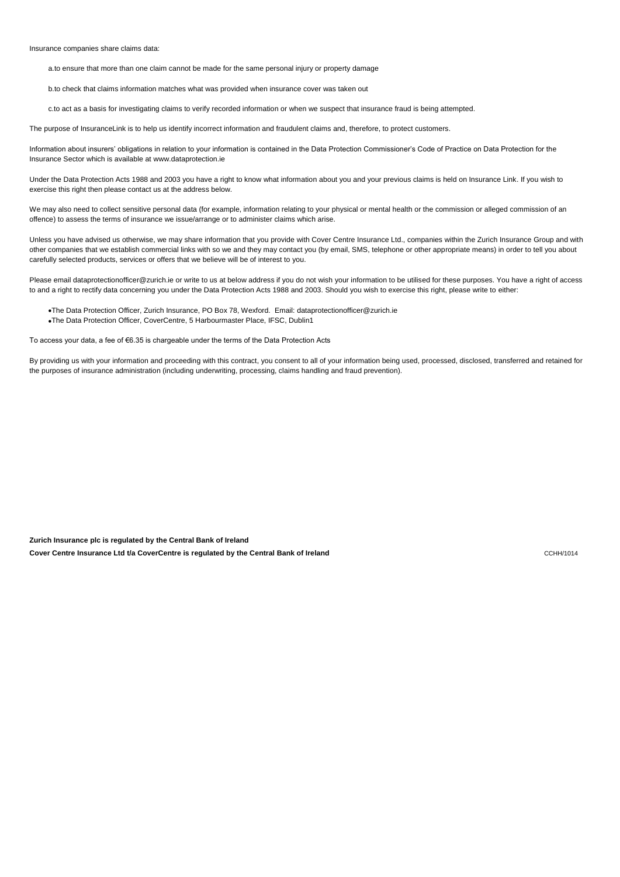Insurance companies share claims data:

a. to ensure that more than one claim cannot be made for the same personal injury or property damage

b. to check that claims information matches what was provided when insurance cover was taken out

c. to act as a basis for investigating claims to verify recorded information or when we suspect that insurance fraud is being attempted.

The purpose of InsuranceLink is to help us identify incorrect information and fraudulent claims and, therefore, to protect customers.

Information about insurers' obligations in relation to your information is contained in the Data Protection Commissioner's Code of Practice on Data Protection for the Insurance Sector which is available at www.dataprotection.ie

Under the Data Protection Acts 1988 and 2003 you have a right to know what information about you and your previous claims is held on Insurance Link. If you wish to exercise this right then please contact us at the address below.

We may also need to collect sensitive personal data (for example, information relating to your physical or mental health or the commission or alleged commission of an offence) to assess the terms of insurance we issue/arrange or to administer claims which arise.

Unless you have advised us otherwise, we may share information that you provide with Cover Centre Insurance Ltd., companies within the Zurich Insurance Group and with other companies that we establish commercial links with so we and they may contact you (by email, SMS, telephone or other appropriate means) in order to tell you about carefully selected products, services or offers that we believe will be of interest to you.

Please email dataprotectionofficer@zurich.ie or write to us at below address if you do not wish your information to be utilised for these purposes. You have a right of access to and a right to rectify data concerning you under the Data Protection Acts 1988 and 2003. Should you wish to exercise this right, please write to either:

- The Data Protection Officer, Zurich Insurance, PO Box 78, Wexford. Email: dataprotectionofficer@zurich.ie
- The Data Protection Officer, CoverCentre, 5 Harbourmaster Place, IFSC, Dublin1

To access your data, a fee of €6.35 is chargeable under the terms of the Data Protection Acts

By providing us with your information and proceeding with this contract, you consent to all of your information being used, processed, disclosed, transferred and retained for the purposes of insurance administration (including underwriting, processing, claims handling and fraud prevention).

**Zurich Insurance plc is regulated by the Central Bank of Ireland**

**Cover Centre Insurance Ltd t/a CoverCentre is regulated by the Central Bank of Ireland**

CCHH/1014